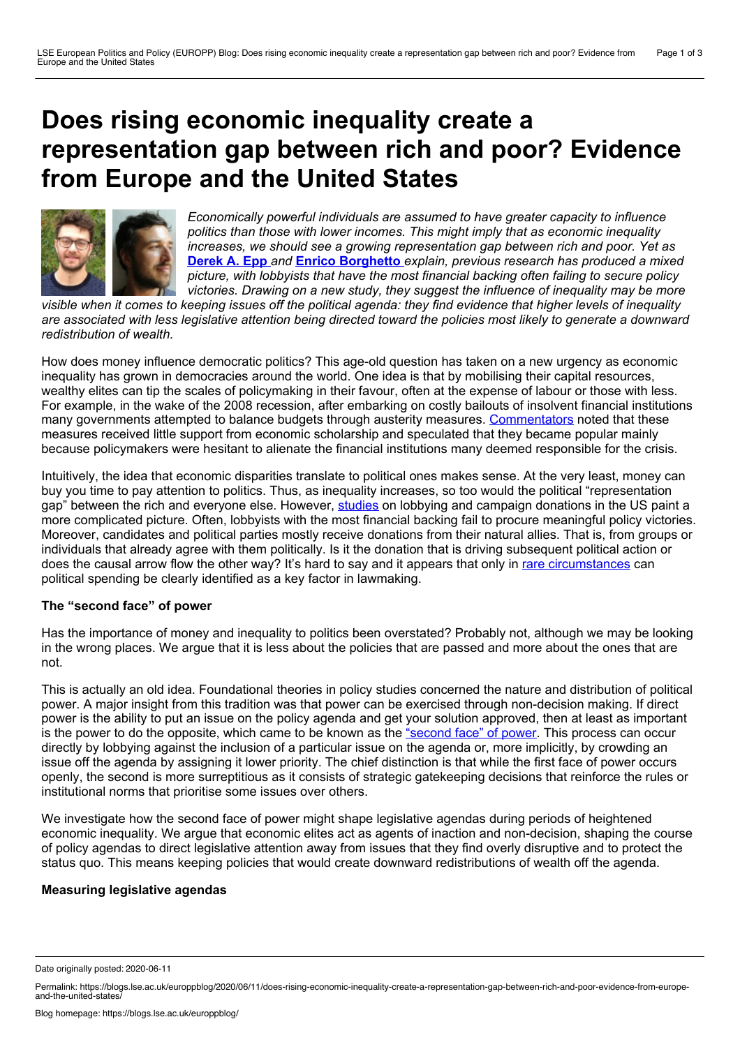# Does rising economic inequality create a representation gap between rich and poor? Evidence from Europe and the United States

*Economically powerful individuals are assumed to have greater capacity to influence politics than those with lower incomes. This might imply that as economic inequality increases, we should see a growing representation gap between rich and poor. Yet as* **Derek A. Epp** *and* **Enrico Borghetto** *explain, previous research has produced a mixed picture, with lobbyists that have the most financial backing often failing to secure policy victories. Drawing on a new study, they suggest the influence of inequality may be more visible when it comes to keeping issues off the political agenda: they find evidence that higher levels of inequality are associated with less legislative attention being directed toward the policies most likely to generate a downward redistribution of wealth.*

How does money influence democratic politics? This age-old question has taken on a new urgency as economic inequality has grown in democracies around the world. One idea is that by mobilising their capital resources, wealthy elites can tip the scales of policymaking in their favour, often at the expense of labour or those with less. For example, in the wake of the 2008 recession, after embarking on costly bailouts of insolvent financial institutions many governments attempted to balance budgets through austerity measures. Commentators noted that these measures received little support from economic scholarship and speculated that they became popular mainly because policymakers were hesitant to alienate the financial institutions many deemed responsible for the crisis.

Intuitively, the idea that economic disparities translate to political ones makes sense. At the very least, money can buy you time to pay attention to politics. Thus, as inequality increases, so too would the political "representation gap" between the rich and everyone else. However, studies on lobbying and campaign donations in the US paint a more complicated picture. Often, lobbyists with the most financial backing fail to procure meaningful policy victories. Moreover, candidates and political parties mostly receive donations from their natural allies. That is, from groups or individuals that already agree with them politically. Is it the donation that is driving subsequent political action or does the causal arrow flow the other way? It's hard to say and it appears that only in rare circumstances can political spending be clearly identified as a key factor in lawmaking.

### The "second face" of power

Has the importance of money and inequality to politics been overstated? Probably not, although we may be looking in the wrong places. We argue that it is less about the policies that are passed and more about the ones that are not.

This is actually an old idea. Foundational theories in policy studies concerned the nature and distribution of political power. A major insight from this tradition was that power can be exercised through non-decision making. If direct power is the ability to put an issue on the policy agenda and get your solution approved, then at least as important is the power to do the opposite, which came to be known as the "second face" of power. This process can occur directly by lobbying against the inclusion of a particular issue on the agenda or, more implicitly, by crowding an issue off the agenda by assigning it lower priority. The chief distinction is that while the first face of power occurs openly, the second is more surreptitious as it consists of strategic gatekeeping decisions that reinforce the rules or institutional norms that prioritise some issues over others.

We investigate how the second face of power might shape legislative agendas during periods of heightened economic inequality. We argue that economic elites act as agents of inaction and non-decision, shaping the course of policy agendas to direct legislative attention away from issues that they find overly disruptive and to protect the status quo. This means keeping policies that would create downward redistributions of wealth off the agenda.

### Measuring legislative agendas

Date originally posted: 2020-06-11

Permalink: https://blogs.lse.ac.uk/europpblog/2020/06/11/does-rising-economic-inequality-create-a-representation-gap-between-rich-and-poor-evidence-from-europe-and-the-united-states/

Blog homepage: https://blogs.lse.ac.uk/europpblog/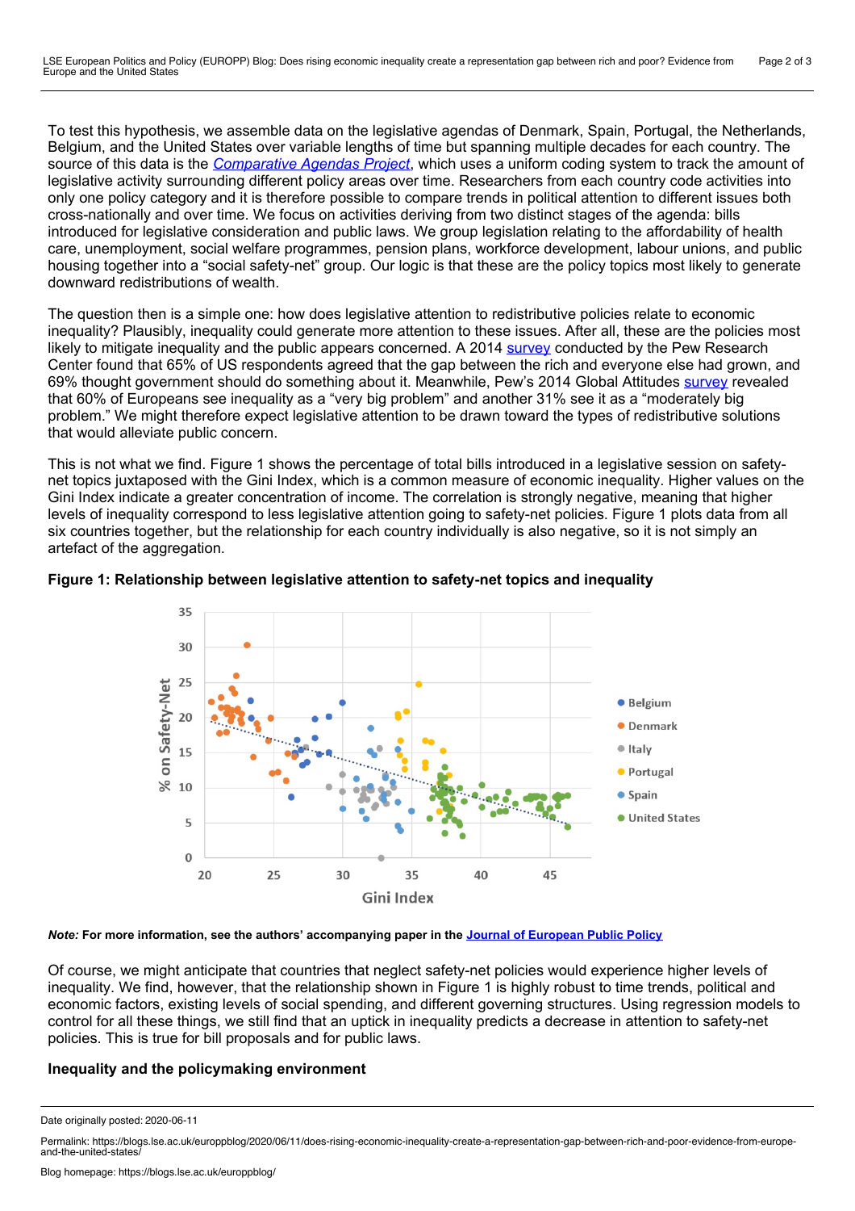To test this hypothesis, we assemble data on the legislative agendas of Denmark, Spain, Portugal, the Netherlands, Belgium, and the United States over variable lengths of time but spanning multiple decades for each country. The source of this data is the *Comparative Agendas Project*, which uses a uniform coding system to track the amount of legislative activity surrounding different policy areas over time. Researchers from each country code activities into only one policy category and it is therefore possible to compare trends in political attention to different issues both cross-nationally and over time. We focus on activities deriving from two distinct stages of the agenda: bills introduced for legislative consideration and public laws. We group legislation relating to the affordability of health care, unemployment, social welfare programmes, pension plans, workforce development, labour unions, and public housing together into a "social safety-net" group. Our logic is that these are the policy topics most likely to generate downward redistributions of wealth.

The question then is a simple one: how does legislative attention to redistributive policies relate to economic inequality? Plausibly, inequality could generate more attention to these issues. After all, these are the policies most likely to mitigate inequality and the public appears concerned. A 2014 survey conducted by the Pew Research Center found that 65% of US respondents agreed that the gap between the rich and everyone else had grown, and 69% thought government should do something about it. Meanwhile, Pew's 2014 Global Attitudes survey revealed that 60% of Europeans see inequality as a "very big problem" and another 31% see it as a "moderately big problem." We might therefore expect legislative attention to be drawn toward the types of redistributive solutions that would alleviate public concern.

This is not what we find. Figure 1 shows the percentage of total bills introduced in a legislative session on safety-net topics juxtaposed with the Gini Index, which is a common measure of economic inequality. Higher values on the Gini Index indicate a greater concentration of income. The correlation is strongly negative, meaning that higher levels of inequality correspond to less legislative attention going to safety-net policies. Figure 1 plots data from all six countries together, but the relationship for each country individually is also negative, so it is not simply an artefact of the aggregation.

**Figure 1: Relationship between legislative attention to safety-net topics and inequality**

***Note:*** **For more information, see the authors' accompanying paper in the Journal of European Public Policy**

Of course, we might anticipate that countries that neglect safety-net policies would experience higher levels of inequality. We find, however, that the relationship shown in Figure 1 is highly robust to time trends, political and economic factors, existing levels of social spending, and different governing structures. Using regression models to control for all these things, we still find that an uptick in inequality predicts a decrease in attention to safety-net policies. This is true for bill proposals and for public laws.

### Inequality and the policymaking environment

Date originally posted: 2020-06-11

Permalink: https://blogs.lse.ac.uk/europpblog/2020/06/11/does-rising-economic-inequality-create-a-representation-gap-between-rich-and-poor-evidence-from-europe-and-the-united-states/

Blog homepage: https://blogs.lse.ac.uk/europpblog/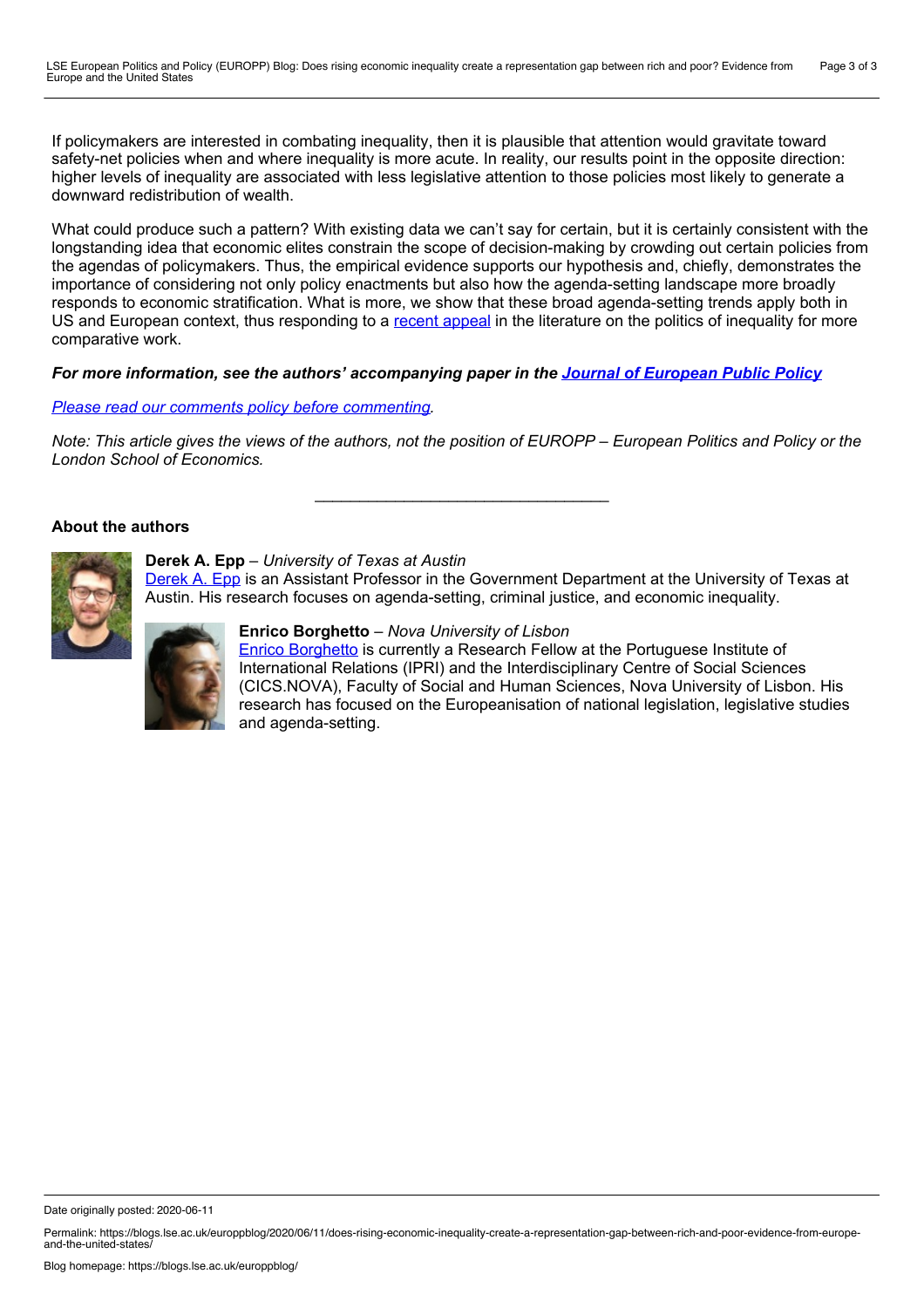If policymakers are interested in combating inequality, then it is plausible that attention would gravitate toward safety-net policies when and where inequality is more acute. In reality, our results point in the opposite direction: higher levels of inequality are associated with less legislative attention to those policies most likely to generate a downward redistribution of wealth.

What could produce such a pattern? With existing data we can't say for certain, but it is certainly consistent with the longstanding idea that economic elites constrain the scope of decision-making by crowding out certain policies from the agendas of policymakers. Thus, the empirical evidence supports our hypothesis and, chiefly, demonstrates the importance of considering not only policy enactments but also how the agenda-setting landscape more broadly responds to economic stratification. What is more, we show that these broad agenda-setting trends apply both in US and European context, thus responding to a recent appeal in the literature on the politics of inequality for more comparative work.

***For more information, see the authors' accompanying paper in the Journal of European Public Policy***

*Please read our comments policy before commenting.*

*Note: This article gives the views of the authors, not the position of EUROPP – European Politics and Policy or the London School of Economics.*

---

**About the authors**

**Derek A. Epp** – *University of Texas at Austin*
Derek A. Epp is an Assistant Professor in the Government Department at the University of Texas at Austin. His research focuses on agenda-setting, criminal justice, and economic inequality.

**Enrico Borghetto** – *Nova University of Lisbon*
Enrico Borghetto is currently a Research Fellow at the Portuguese Institute of International Relations (IPRI) and the Interdisciplinary Centre of Social Sciences (CICS.NOVA), Faculty of Social and Human Sciences, Nova University of Lisbon. His research has focused on the Europeanisation of national legislation, legislative studies and agenda-setting.

Date originally posted: 2020-06-11

Permalink: https://blogs.lse.ac.uk/europpblog/2020/06/11/does-rising-economic-inequality-create-a-representation-gap-between-rich-and-poor-evidence-from-europe-and-the-united-states/

Blog homepage: https://blogs.lse.ac.uk/europpblog/